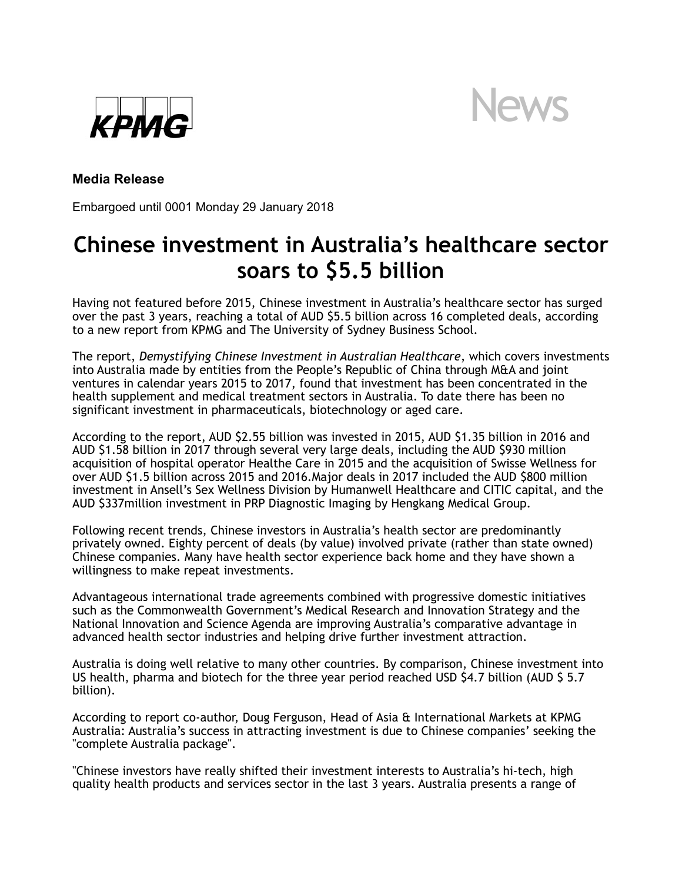KPMG

News

**Media Release**

Embargoed until 0001 Monday 29 January 2018

# Chinese investment in Australia's healthcare sector soars to $5.5 billion

Having not featured before 2015, Chinese investment in Australia's healthcare sector has surged over the past 3 years, reaching a total of AUD $5.5 billion across 16 completed deals, according to a new report from KPMG and The University of Sydney Business School.

The report, *Demystifying Chinese Investment in Australian Healthcare*, which covers investments into Australia made by entities from the People's Republic of China through M&A and joint ventures in calendar years 2015 to 2017, found that investment has been concentrated in the health supplement and medical treatment sectors in Australia. To date there has been no significant investment in pharmaceuticals, biotechnology or aged care.

According to the report, AUD $2.55 billion was invested in 2015, AUD $1.35 billion in 2016 and AUD $1.58 billion in 2017 through several very large deals, including the AUD $930 million acquisition of hospital operator Healthe Care in 2015 and the acquisition of Swisse Wellness for over AUD $1.5 billion across 2015 and 2016.Major deals in 2017 included the AUD $800 million investment in Ansell's Sex Wellness Division by Humanwell Healthcare and CITIC capital, and the AUD $337million investment in PRP Diagnostic Imaging by Hengkang Medical Group.

Following recent trends, Chinese investors in Australia's health sector are predominantly privately owned. Eighty percent of deals (by value) involved private (rather than state owned) Chinese companies. Many have health sector experience back home and they have shown a willingness to make repeat investments.

Advantageous international trade agreements combined with progressive domestic initiatives such as the Commonwealth Government's Medical Research and Innovation Strategy and the National Innovation and Science Agenda are improving Australia's comparative advantage in advanced health sector industries and helping drive further investment attraction.

Australia is doing well relative to many other countries. By comparison, Chinese investment into US health, pharma and biotech for the three year period reached USD $4.7 billion (AUD $ 5.7 billion).

According to report co-author, Doug Ferguson, Head of Asia & International Markets at KPMG Australia: Australia's success in attracting investment is due to Chinese companies' seeking the "complete Australia package".

"Chinese investors have really shifted their investment interests to Australia's hi-tech, high quality health products and services sector in the last 3 years. Australia presents a range of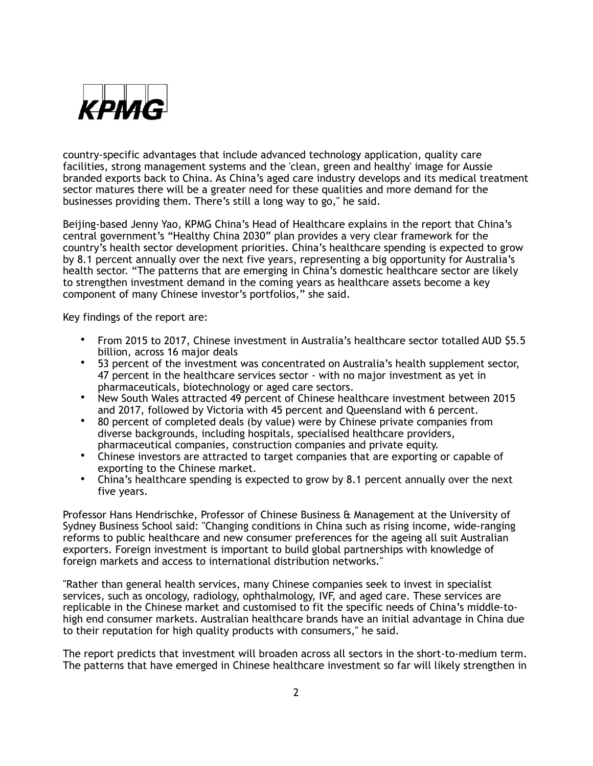country-specific advantages that include advanced technology application, quality care facilities, strong management systems and the 'clean, green and healthy' image for Aussie branded exports back to China. As China's aged care industry develops and its medical treatment sector matures there will be a greater need for these qualities and more demand for the businesses providing them. There's still a long way to go," he said.

Beijing-based Jenny Yao, KPMG China's Head of Healthcare explains in the report that China's central government's "Healthy China 2030" plan provides a very clear framework for the country's health sector development priorities. China's healthcare spending is expected to grow by 8.1 percent annually over the next five years, representing a big opportunity for Australia's health sector. "The patterns that are emerging in China's domestic healthcare sector are likely to strengthen investment demand in the coming years as healthcare assets become a key component of many Chinese investor's portfolios," she said.

Key findings of the report are:

- From 2015 to 2017, Chinese investment in Australia's healthcare sector totalled AUD $5.5 billion, across 16 major deals
- 53 percent of the investment was concentrated on Australia's health supplement sector, 47 percent in the healthcare services sector - with no major investment as yet in pharmaceuticals, biotechnology or aged care sectors.
- New South Wales attracted 49 percent of Chinese healthcare investment between 2015 and 2017, followed by Victoria with 45 percent and Queensland with 6 percent.
- 80 percent of completed deals (by value) were by Chinese private companies from diverse backgrounds, including hospitals, specialised healthcare providers, pharmaceutical companies, construction companies and private equity.
- Chinese investors are attracted to target companies that are exporting or capable of exporting to the Chinese market.
- China's healthcare spending is expected to grow by 8.1 percent annually over the next five years.

Professor Hans Hendrischke, Professor of Chinese Business & Management at the University of Sydney Business School said: "Changing conditions in China such as rising income, wide-ranging reforms to public healthcare and new consumer preferences for the ageing all suit Australian exporters. Foreign investment is important to build global partnerships with knowledge of foreign markets and access to international distribution networks."

"Rather than general health services, many Chinese companies seek to invest in specialist services, such as oncology, radiology, ophthalmology, IVF, and aged care. These services are replicable in the Chinese market and customised to fit the specific needs of China's middle-to-high end consumer markets. Australian healthcare brands have an initial advantage in China due to their reputation for high quality products with consumers," he said.

The report predicts that investment will broaden across all sectors in the short-to-medium term. The patterns that have emerged in Chinese healthcare investment so far will likely strengthen in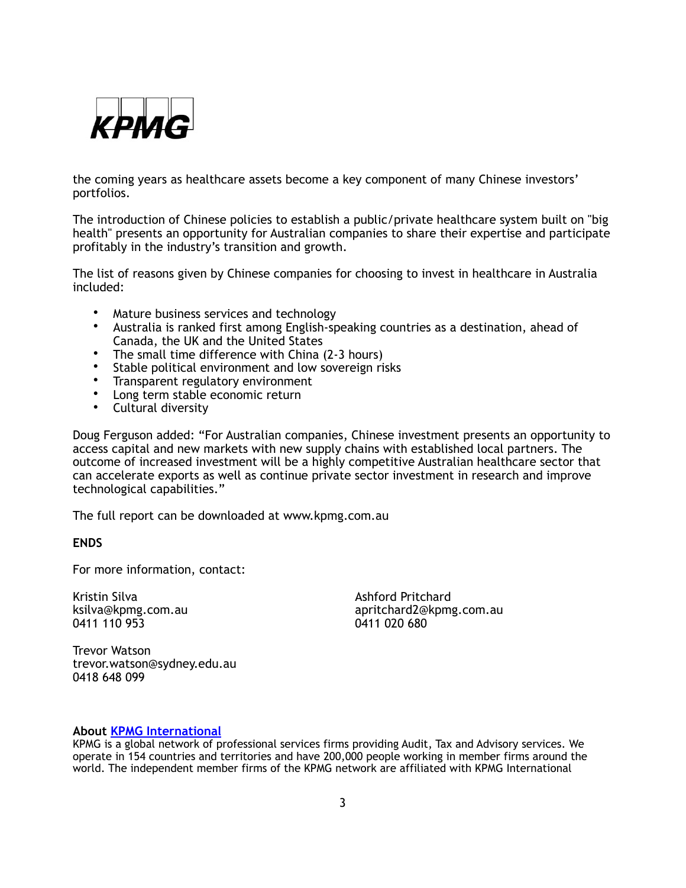the coming years as healthcare assets become a key component of many Chinese investors' portfolios.

The introduction of Chinese policies to establish a public/private healthcare system built on "big health" presents an opportunity for Australian companies to share their expertise and participate profitably in the industry's transition and growth.

The list of reasons given by Chinese companies for choosing to invest in healthcare in Australia included:

- Mature business services and technology
- Australia is ranked first among English-speaking countries as a destination, ahead of Canada, the UK and the United States
- The small time difference with China (2-3 hours)
- Stable political environment and low sovereign risks
- Transparent regulatory environment
- Long term stable economic return
- Cultural diversity

Doug Ferguson added: "For Australian companies, Chinese investment presents an opportunity to access capital and new markets with new supply chains with established local partners. The outcome of increased investment will be a highly competitive Australian healthcare sector that can accelerate exports as well as continue private sector investment in research and improve technological capabilities."

The full report can be downloaded at www.kpmg.com.au

**ENDS**

For more information, contact:

Kristin Silva
ksilva@kpmg.com.au
0411 110 953

Ashford Pritchard
apritchard2@kpmg.com.au
0411 020 680

Trevor Watson
trevor.watson@sydney.edu.au
0418 648 099

**About KPMG International**
KPMG is a global network of professional services firms providing Audit, Tax and Advisory services. We operate in 154 countries and territories and have 200,000 people working in member firms around the world. The independent member firms of the KPMG network are affiliated with KPMG International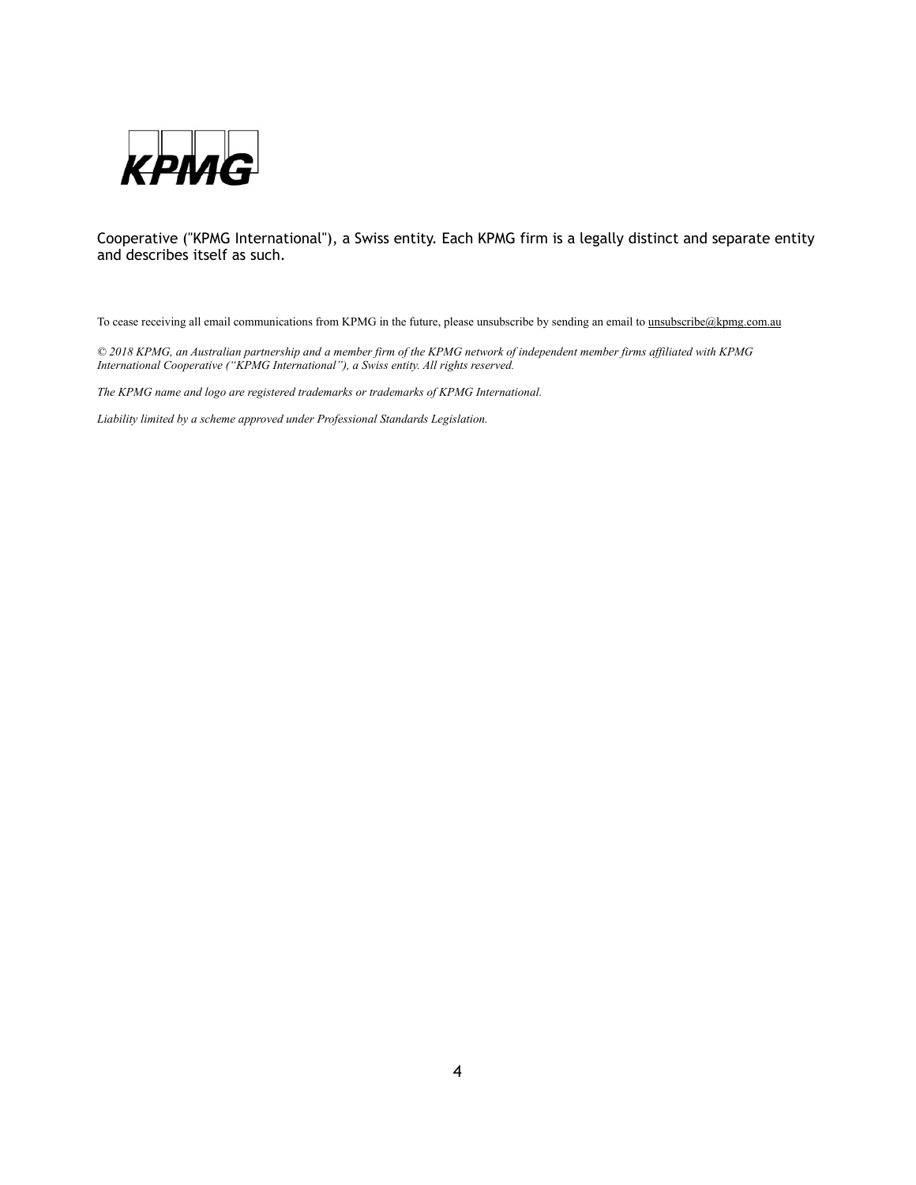KPMG

Cooperative ("KPMG International"), a Swiss entity. Each KPMG firm is a legally distinct and separate entity and describes itself as such.

To cease receiving all email communications from KPMG in the future, please unsubscribe by sending an email to unsubscribe@kpmg.com.au

*© 2018 KPMG, an Australian partnership and a member firm of the KPMG network of independent member firms affiliated with KPMG International Cooperative ("KPMG International"), a Swiss entity. All rights reserved.*

*The KPMG name and logo are registered trademarks or trademarks of KPMG International.*

*Liability limited by a scheme approved under Professional Standards Legislation.*